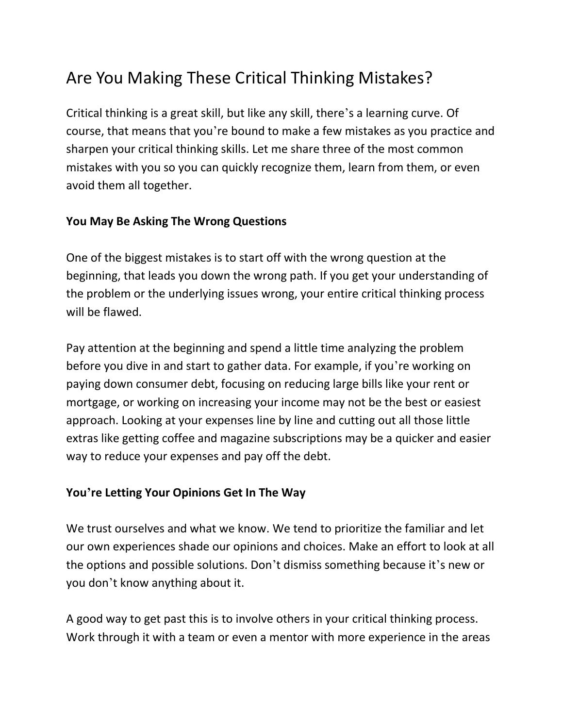# Are You Making These Critical Thinking Mistakes?

Critical thinking is a great skill, but like any skill, there's a learning curve. Of course, that means that you're bound to make a few mistakes as you practice and sharpen your critical thinking skills. Let me share three of the most common mistakes with you so you can quickly recognize them, learn from them, or even avoid them all together.

**You May Be Asking The Wrong Questions**

One of the biggest mistakes is to start off with the wrong question at the beginning, that leads you down the wrong path. If you get your understanding of the problem or the underlying issues wrong, your entire critical thinking process will be flawed.

Pay attention at the beginning and spend a little time analyzing the problem before you dive in and start to gather data. For example, if you're working on paying down consumer debt, focusing on reducing large bills like your rent or mortgage, or working on increasing your income may not be the best or easiest approach. Looking at your expenses line by line and cutting out all those little extras like getting coffee and magazine subscriptions may be a quicker and easier way to reduce your expenses and pay off the debt.

**You're Letting Your Opinions Get In The Way**

We trust ourselves and what we know. We tend to prioritize the familiar and let our own experiences shade our opinions and choices. Make an effort to look at all the options and possible solutions. Don't dismiss something because it's new or you don't know anything about it.

A good way to get past this is to involve others in your critical thinking process. Work through it with a team or even a mentor with more experience in the areas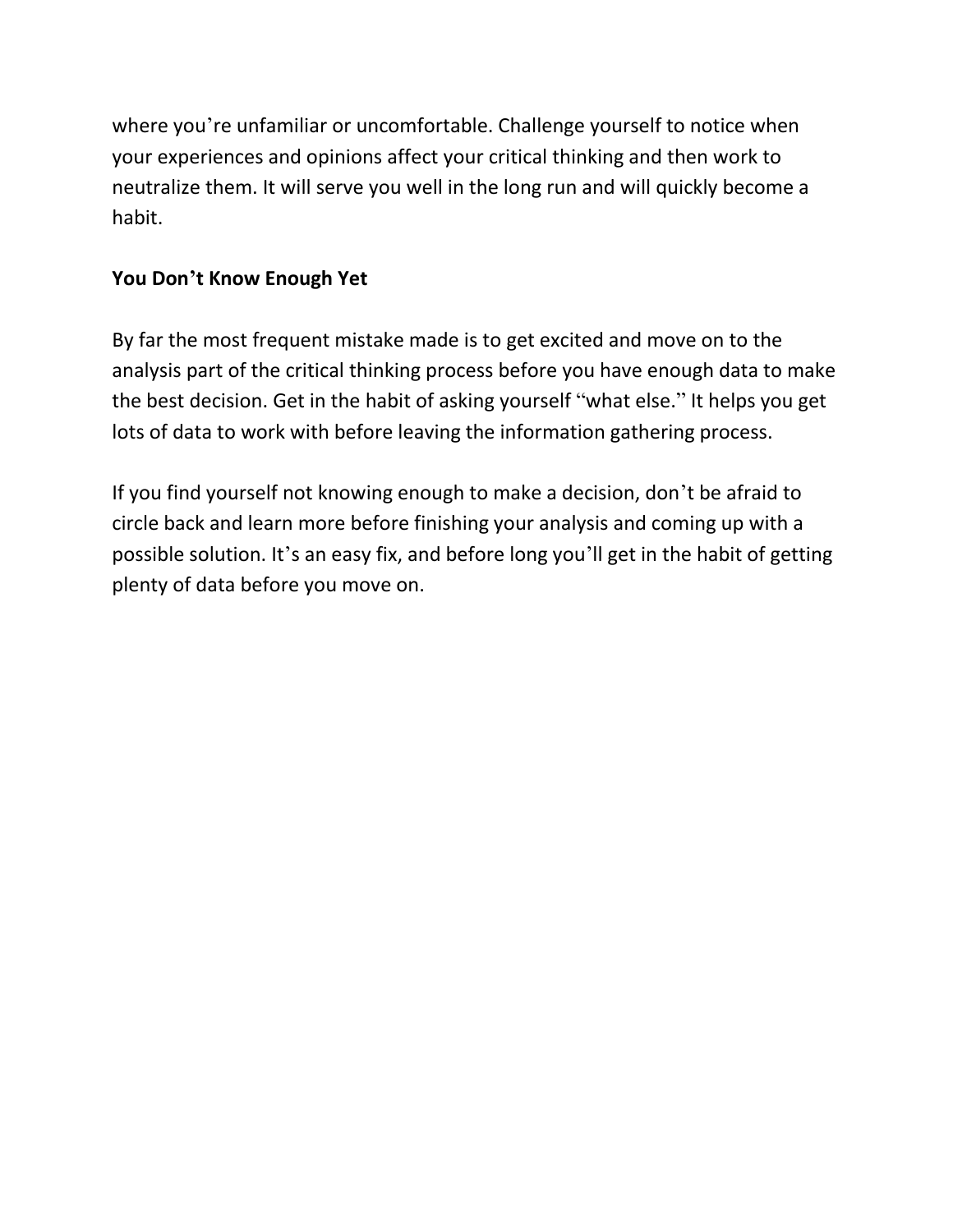where you're unfamiliar or uncomfortable. Challenge yourself to notice when your experiences and opinions affect your critical thinking and then work to neutralize them. It will serve you well in the long run and will quickly become a habit.

**You Don't Know Enough Yet**

By far the most frequent mistake made is to get excited and move on to the analysis part of the critical thinking process before you have enough data to make the best decision. Get in the habit of asking yourself "what else." It helps you get lots of data to work with before leaving the information gathering process.

If you find yourself not knowing enough to make a decision, don't be afraid to circle back and learn more before finishing your analysis and coming up with a possible solution. It's an easy fix, and before long you'll get in the habit of getting plenty of data before you move on.